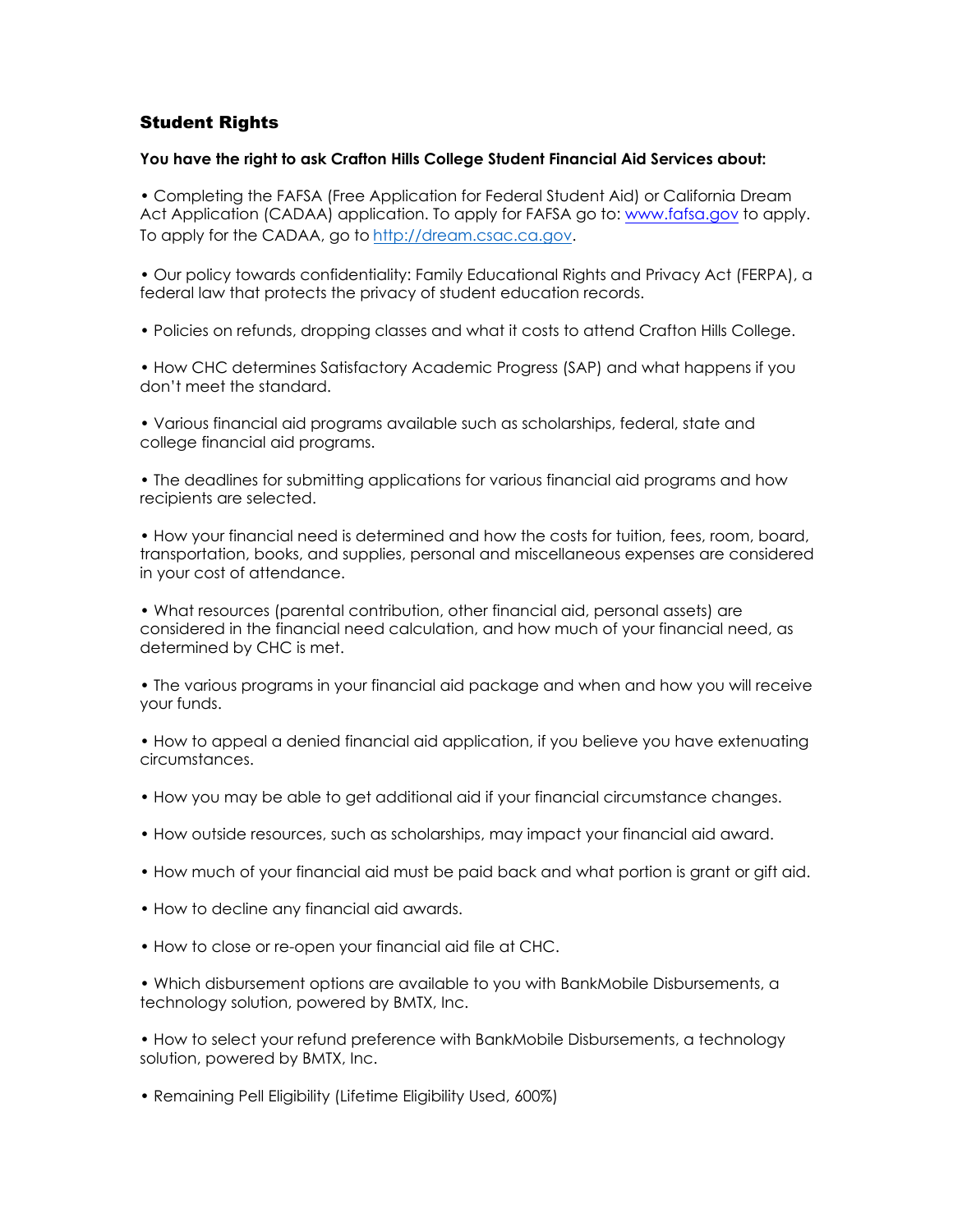## Student Rights

**You have the right to ask Crafton Hills College Student Financial Aid Services about:**

- Completing the FAFSA (Free Application for Federal Student Aid) or California Dream Act Application (CADAA) application. To apply for FAFSA go to: [www.fafsa.gov](http://www.fafsa.gov) to apply. To apply for the CADAA, go to [http://dream.csac.ca.gov](http://dream.csac.ca.gov).

- Our policy towards confidentiality: Family Educational Rights and Privacy Act (FERPA), a federal law that protects the privacy of student education records.

- Policies on refunds, dropping classes and what it costs to attend Crafton Hills College.

- How CHC determines Satisfactory Academic Progress (SAP) and what happens if you don't meet the standard.

- Various financial aid programs available such as scholarships, federal, state and college financial aid programs.

- The deadlines for submitting applications for various financial aid programs and how recipients are selected.

- How your financial need is determined and how the costs for tuition, fees, room, board, transportation, books, and supplies, personal and miscellaneous expenses are considered in your cost of attendance.

- What resources (parental contribution, other financial aid, personal assets) are considered in the financial need calculation, and how much of your financial need, as determined by CHC is met.

- The various programs in your financial aid package and when and how you will receive your funds.

- How to appeal a denied financial aid application, if you believe you have extenuating circumstances.

- How you may be able to get additional aid if your financial circumstance changes.

- How outside resources, such as scholarships, may impact your financial aid award.

- How much of your financial aid must be paid back and what portion is grant or gift aid.

- How to decline any financial aid awards.

- How to close or re-open your financial aid file at CHC.

- Which disbursement options are available to you with BankMobile Disbursements, a technology solution, powered by BMTX, Inc.

- How to select your refund preference with BankMobile Disbursements, a technology solution, powered by BMTX, Inc.

- Remaining Pell Eligibility (Lifetime Eligibility Used, 600%)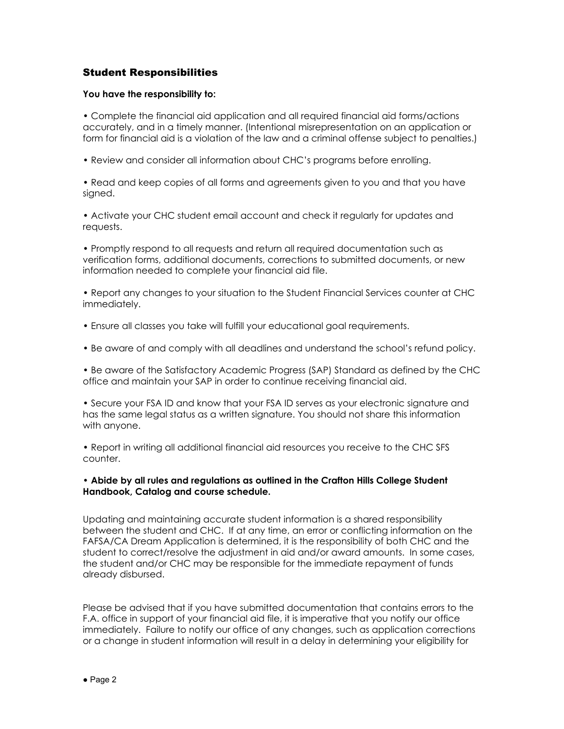## Student Responsibilities

**You have the responsibility to:**

• Complete the financial aid application and all required financial aid forms/actions accurately, and in a timely manner. (Intentional misrepresentation on an application or form for financial aid is a violation of the law and a criminal offense subject to penalties.)

• Review and consider all information about CHC's programs before enrolling.

• Read and keep copies of all forms and agreements given to you and that you have signed.

• Activate your CHC student email account and check it regularly for updates and requests.

• Promptly respond to all requests and return all required documentation such as verification forms, additional documents, corrections to submitted documents, or new information needed to complete your financial aid file.

• Report any changes to your situation to the Student Financial Services counter at CHC immediately.

• Ensure all classes you take will fulfill your educational goal requirements.

• Be aware of and comply with all deadlines and understand the school's refund policy.

• Be aware of the Satisfactory Academic Progress (SAP) Standard as defined by the CHC office and maintain your SAP in order to continue receiving financial aid.

• Secure your FSA ID and know that your FSA ID serves as your electronic signature and has the same legal status as a written signature. You should not share this information with anyone.

• Report in writing all additional financial aid resources you receive to the CHC SFS counter.

**• Abide by all rules and regulations as outlined in the Crafton Hills College Student Handbook, Catalog and course schedule.**

Updating and maintaining accurate student information is a shared responsibility between the student and CHC. If at any time, an error or conflicting information on the FAFSA/CA Dream Application is determined, it is the responsibility of both CHC and the student to correct/resolve the adjustment in aid and/or award amounts. In some cases, the student and/or CHC may be responsible for the immediate repayment of funds already disbursed.

Please be advised that if you have submitted documentation that contains errors to the F.A. office in support of your financial aid file, it is imperative that you notify our office immediately. Failure to notify our office of any changes, such as application corrections or a change in student information will result in a delay in determining your eligibility for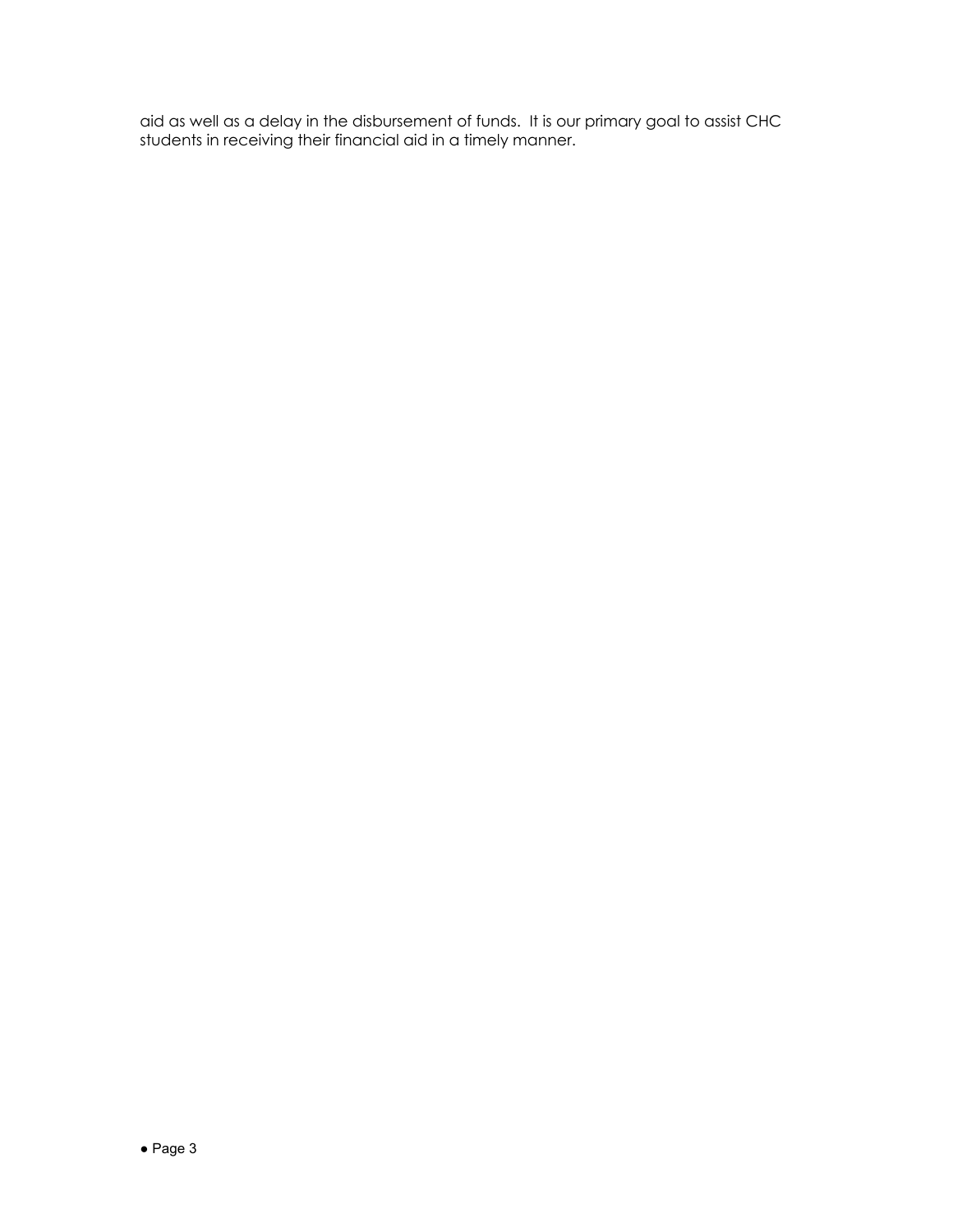aid as well as a delay in the disbursement of funds. It is our primary goal to assist CHC students in receiving their financial aid in a timely manner.